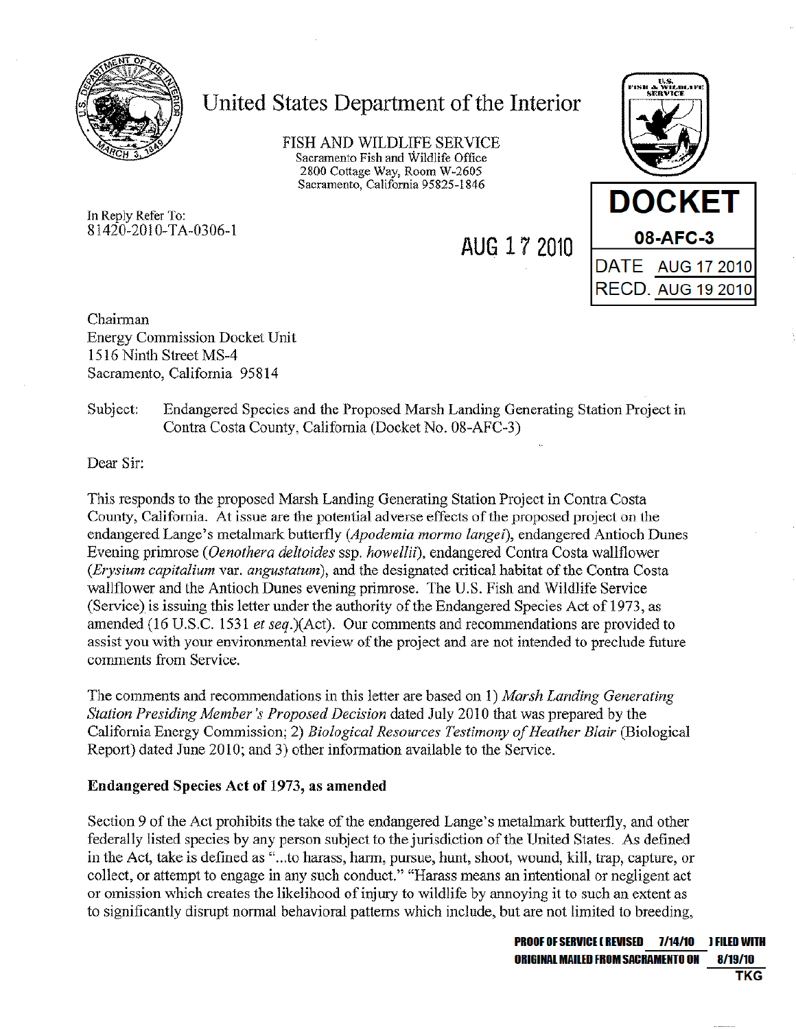# United States Department of the Interior

FISH AND WILDLIFE SERVICE
Sacramento Fish and Wildlife Office
2800 Cottage Way, Room W-2605
Sacramento, California 95825-1846

**DOCKET**
**08-AFC-3**
DATE AUG 17 2010
RECD. AUG 19 2010

In Reply Refer To:
81420-2010-TA-0306-1

AUG 17 2010

Chairman
Energy Commission Docket Unit
1516 Ninth Street MS-4
Sacramento, California 95814

Subject: Endangered Species and the Proposed Marsh Landing Generating Station Project in Contra Costa County, California (Docket No. 08-AFC-3)

Dear Sir:

This responds to the proposed Marsh Landing Generating Station Project in Contra Costa County, California. At issue are the potential adverse effects of the proposed project on the endangered Lange's metalmark butterfly (*Apodemia mormo langei*), endangered Antioch Dunes Evening primrose (*Oenothera deltoides* ssp. *howellii*), endangered Contra Costa wallflower (*Erysium capitalium* var. *angustatum*), and the designated critical habitat of the Contra Costa wallflower and the Antioch Dunes evening primrose. The U.S. Fish and Wildlife Service (Service) is issuing this letter under the authority of the Endangered Species Act of 1973, as amended (16 U.S.C. 1531 *et seq.*)(Act). Our comments and recommendations are provided to assist you with your environmental review of the project and are not intended to preclude future comments from Service.

The comments and recommendations in this letter are based on 1) *Marsh Landing Generating Station Presiding Member's Proposed Decision* dated July 2010 that was prepared by the California Energy Commission; 2) *Biological Resources Testimony of Heather Blair* (Biological Report) dated June 2010; and 3) other information available to the Service.

**Endangered Species Act of 1973, as amended**

Section 9 of the Act prohibits the take of the endangered Lange's metalmark butterfly, and other federally listed species by any person subject to the jurisdiction of the United States. As defined in the Act, take is defined as "...to harass, harm, pursue, hunt, shoot, wound, kill, trap, capture, or collect, or attempt to engage in any such conduct." "Harass means an intentional or negligent act or omission which creates the likelihood of injury to wildlife by annoying it to such an extent as to significantly disrupt normal behavioral patterns which include, but are not limited to breeding,

PROOF OF SERVICE (REVISED 7/14/10 ) FILED WITH
ORIGINAL MAILED FROM SACRAMENTO ON 8/19/10
TKG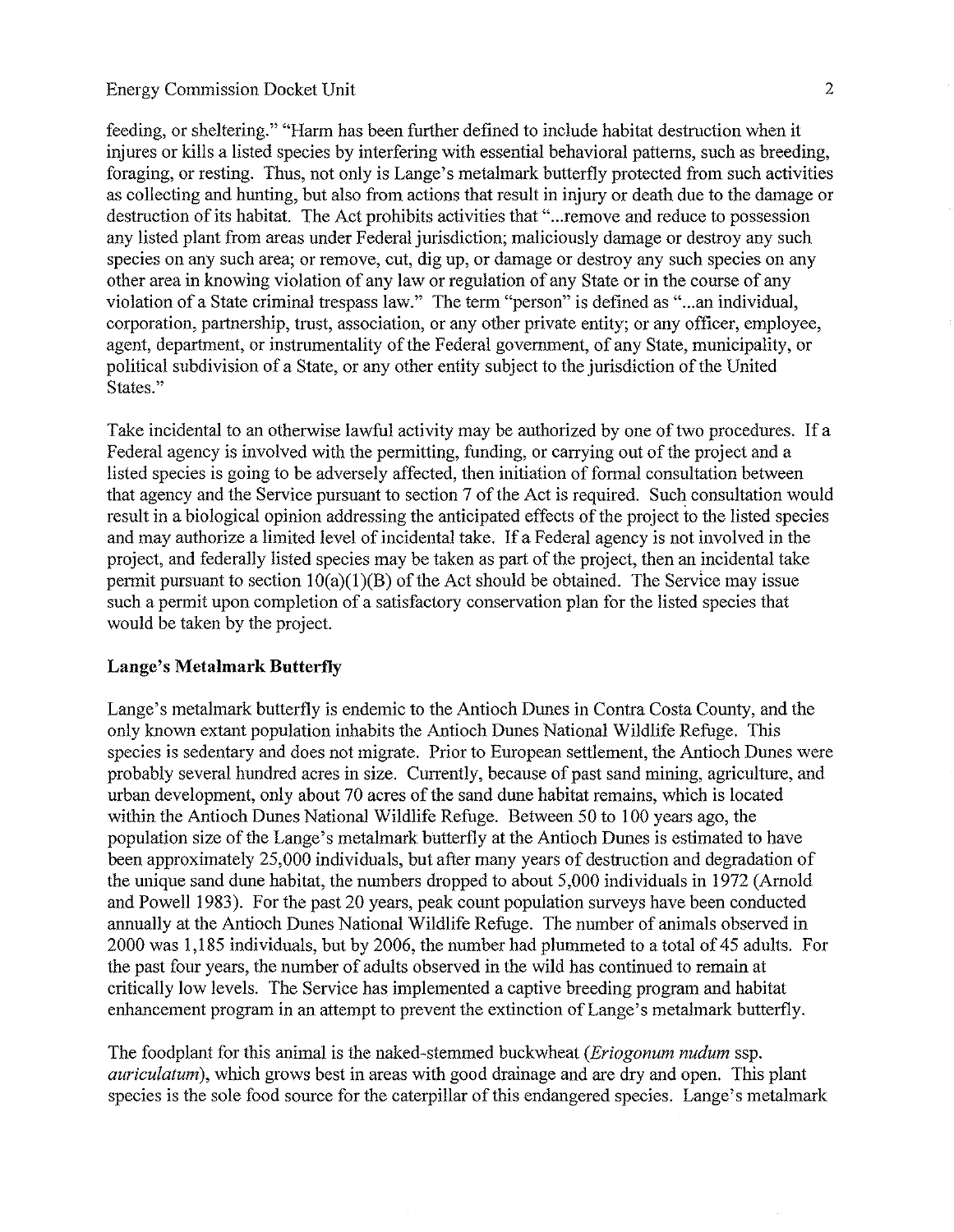feeding, or sheltering." "Harm has been further defined to include habitat destruction when it injures or kills a listed species by interfering with essential behavioral patterns, such as breeding, foraging, or resting. Thus, not only is Lange's metalmark butterfly protected from such activities as collecting and hunting, but also from actions that result in injury or death due to the damage or destruction of its habitat. The Act prohibits activities that "...remove and reduce to possession any listed plant from areas under Federal jurisdiction; maliciously damage or destroy any such species on any such area; or remove, cut, dig up, or damage or destroy any such species on any other area in knowing violation of any law or regulation of any State or in the course of any violation of a State criminal trespass law." The term "person" is defined as "...an individual, corporation, partnership, trust, association, or any other private entity; or any officer, employee, agent, department, or instrumentality of the Federal government, of any State, municipality, or political subdivision of a State, or any other entity subject to the jurisdiction of the United States."

Take incidental to an otherwise lawful activity may be authorized by one of two procedures. If a Federal agency is involved with the permitting, funding, or carrying out of the project and a listed species is going to be adversely affected, then initiation of formal consultation between that agency and the Service pursuant to section 7 of the Act is required. Such consultation would result in a biological opinion addressing the anticipated effects of the project to the listed species and may authorize a limited level of incidental take. If a Federal agency is not involved in the project, and federally listed species may be taken as part of the project, then an incidental take permit pursuant to section 10(a)(1)(B) of the Act should be obtained. The Service may issue such a permit upon completion of a satisfactory conservation plan for the listed species that would be taken by the project.

**Lange's Metalmark Butterfly**

Lange's metalmark butterfly is endemic to the Antioch Dunes in Contra Costa County, and the only known extant population inhabits the Antioch Dunes National Wildlife Refuge. This species is sedentary and does not migrate. Prior to European settlement, the Antioch Dunes were probably several hundred acres in size. Currently, because of past sand mining, agriculture, and urban development, only about 70 acres of the sand dune habitat remains, which is located within the Antioch Dunes National Wildlife Refuge. Between 50 to 100 years ago, the population size of the Lange's metalmark butterfly at the Antioch Dunes is estimated to have been approximately 25,000 individuals, but after many years of destruction and degradation of the unique sand dune habitat, the numbers dropped to about 5,000 individuals in 1972 (Arnold and Powell 1983). For the past 20 years, peak count population surveys have been conducted annually at the Antioch Dunes National Wildlife Refuge. The number of animals observed in 2000 was 1,185 individuals, but by 2006, the number had plummeted to a total of 45 adults. For the past four years, the number of adults observed in the wild has continued to remain at critically low levels. The Service has implemented a captive breeding program and habitat enhancement program in an attempt to prevent the extinction of Lange's metalmark butterfly.

The foodplant for this animal is the naked-stemmed buckwheat (*Eriogonum nudum* ssp. *auriculatum*), which grows best in areas with good drainage and are dry and open. This plant species is the sole food source for the caterpillar of this endangered species. Lange's metalmark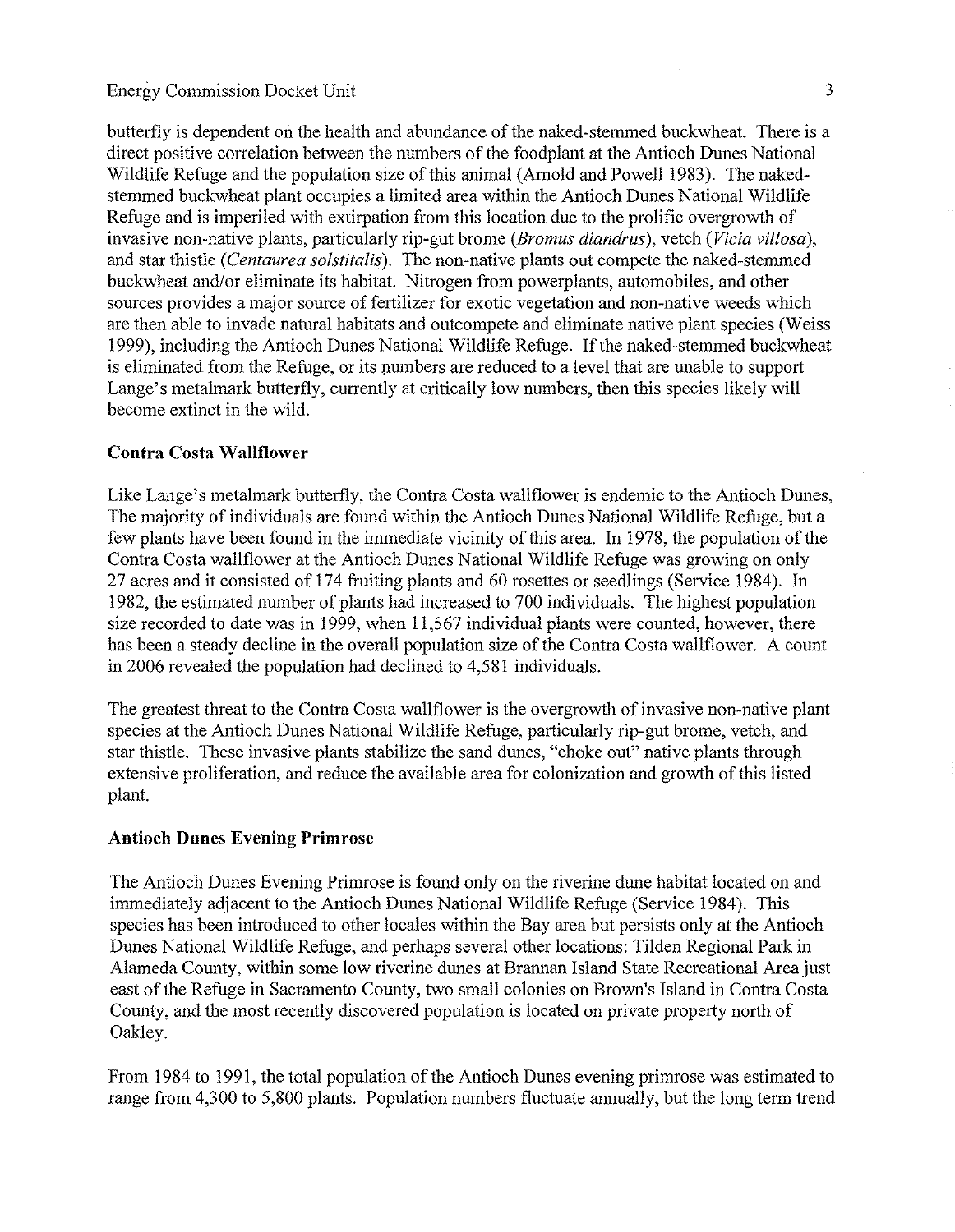butterfly is dependent on the health and abundance of the naked-stemmed buckwheat. There is a direct positive correlation between the numbers of the foodplant at the Antioch Dunes National Wildlife Refuge and the population size of this animal (Arnold and Powell 1983). The naked-stemmed buckwheat plant occupies a limited area within the Antioch Dunes National Wildlife Refuge and is imperiled with extirpation from this location due to the prolific overgrowth of invasive non-native plants, particularly rip-gut brome (*Bromus diandrus*), vetch (*Vicia villosa*), and star thistle (*Centaurea solstitalis*). The non-native plants out compete the naked-stemmed buckwheat and/or eliminate its habitat. Nitrogen from powerplants, automobiles, and other sources provides a major source of fertilizer for exotic vegetation and non-native weeds which are then able to invade natural habitats and outcompete and eliminate native plant species (Weiss 1999), including the Antioch Dunes National Wildlife Refuge. If the naked-stemmed buckwheat is eliminated from the Refuge, or its numbers are reduced to a level that are unable to support Lange's metalmark butterfly, currently at critically low numbers, then this species likely will become extinct in the wild.

**Contra Costa Wallflower**

Like Lange's metalmark butterfly, the Contra Costa wallflower is endemic to the Antioch Dunes, The majority of individuals are found within the Antioch Dunes National Wildlife Refuge, but a few plants have been found in the immediate vicinity of this area. In 1978, the population of the Contra Costa wallflower at the Antioch Dunes National Wildlife Refuge was growing on only 27 acres and it consisted of 174 fruiting plants and 60 rosettes or seedlings (Service 1984). In 1982, the estimated number of plants had increased to 700 individuals. The highest population size recorded to date was in 1999, when 11,567 individual plants were counted, however, there has been a steady decline in the overall population size of the Contra Costa wallflower. A count in 2006 revealed the population had declined to 4,581 individuals.

The greatest threat to the Contra Costa wallflower is the overgrowth of invasive non-native plant species at the Antioch Dunes National Wildlife Refuge, particularly rip-gut brome, vetch, and star thistle. These invasive plants stabilize the sand dunes, "choke out" native plants through extensive proliferation, and reduce the available area for colonization and growth of this listed plant.

**Antioch Dunes Evening Primrose**

The Antioch Dunes Evening Primrose is found only on the riverine dune habitat located on and immediately adjacent to the Antioch Dunes National Wildlife Refuge (Service 1984). This species has been introduced to other locales within the Bay area but persists only at the Antioch Dunes National Wildlife Refuge, and perhaps several other locations: Tilden Regional Park in Alameda County, within some low riverine dunes at Brannan Island State Recreational Area just east of the Refuge in Sacramento County, two small colonies on Brown's Island in Contra Costa County, and the most recently discovered population is located on private property north of Oakley.

From 1984 to 1991, the total population of the Antioch Dunes evening primrose was estimated to range from 4,300 to 5,800 plants. Population numbers fluctuate annually, but the long term trend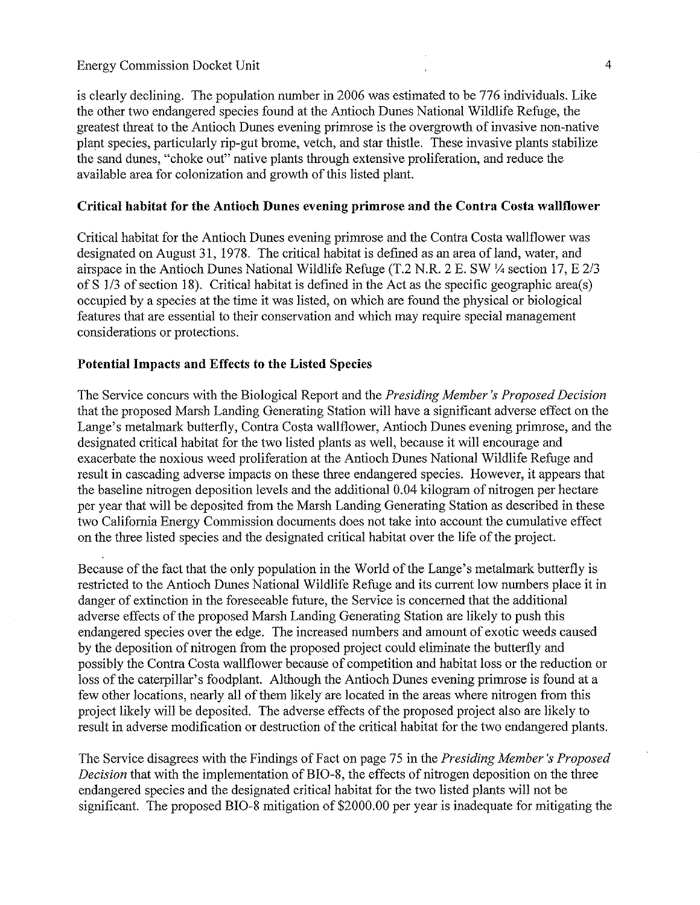is clearly declining. The population number in 2006 was estimated to be 776 individuals. Like the other two endangered species found at the Antioch Dunes National Wildlife Refuge, the greatest threat to the Antioch Dunes evening primrose is the overgrowth of invasive non-native plant species, particularly rip-gut brome, vetch, and star thistle. These invasive plants stabilize the sand dunes, "choke out" native plants through extensive proliferation, and reduce the available area for colonization and growth of this listed plant.

**Critical habitat for the Antioch Dunes evening primrose and the Contra Costa wallflower**

Critical habitat for the Antioch Dunes evening primrose and the Contra Costa wallflower was designated on August 31, 1978. The critical habitat is defined as an area of land, water, and airspace in the Antioch Dunes National Wildlife Refuge (T.2 N.R. 2 E. SW ¼ section 17, E 2/3 of S 1/3 of section 18). Critical habitat is defined in the Act as the specific geographic area(s) occupied by a species at the time it was listed, on which are found the physical or biological features that are essential to their conservation and which may require special management considerations or protections.

**Potential Impacts and Effects to the Listed Species**

The Service concurs with the Biological Report and the *Presiding Member's Proposed Decision* that the proposed Marsh Landing Generating Station will have a significant adverse effect on the Lange's metalmark butterfly, Contra Costa wallflower, Antioch Dunes evening primrose, and the designated critical habitat for the two listed plants as well, because it will encourage and exacerbate the noxious weed proliferation at the Antioch Dunes National Wildlife Refuge and result in cascading adverse impacts on these three endangered species. However, it appears that the baseline nitrogen deposition levels and the additional 0.04 kilogram of nitrogen per hectare per year that will be deposited from the Marsh Landing Generating Station as described in these two California Energy Commission documents does not take into account the cumulative effect on the three listed species and the designated critical habitat over the life of the project.

Because of the fact that the only population in the World of the Lange's metalmark butterfly is restricted to the Antioch Dunes National Wildlife Refuge and its current low numbers place it in danger of extinction in the foreseeable future, the Service is concerned that the additional adverse effects of the proposed Marsh Landing Generating Station are likely to push this endangered species over the edge. The increased numbers and amount of exotic weeds caused by the deposition of nitrogen from the proposed project could eliminate the butterfly and possibly the Contra Costa wallflower because of competition and habitat loss or the reduction or loss of the caterpillar's foodplant. Although the Antioch Dunes evening primrose is found at a few other locations, nearly all of them likely are located in the areas where nitrogen from this project likely will be deposited. The adverse effects of the proposed project also are likely to result in adverse modification or destruction of the critical habitat for the two endangered plants.

The Service disagrees with the Findings of Fact on page 75 in the *Presiding Member's Proposed Decision* that with the implementation of BIO-8, the effects of nitrogen deposition on the three endangered species and the designated critical habitat for the two listed plants will not be significant. The proposed BIO-8 mitigation of $2000.00 per year is inadequate for mitigating the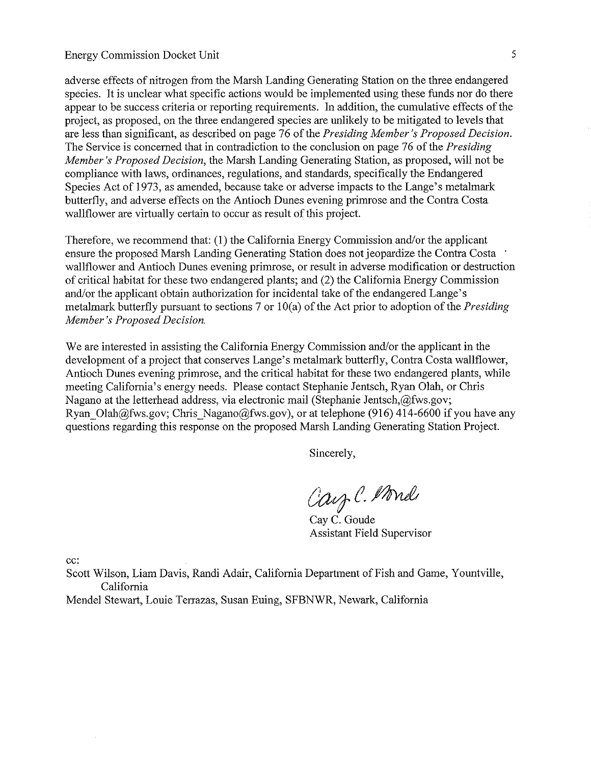adverse effects of nitrogen from the Marsh Landing Generating Station on the three endangered species. It is unclear what specific actions would be implemented using these funds nor do there appear to be success criteria or reporting requirements. In addition, the cumulative effects of the project, as proposed, on the three endangered species are unlikely to be mitigated to levels that are less than significant, as described on page 76 of the *Presiding Member's Proposed Decision.* The Service is concerned that in contradiction to the conclusion on page 76 of the *Presiding Member's Proposed Decision,* the Marsh Landing Generating Station, as proposed, will not be compliance with laws, ordinances, regulations, and standards, specifically the Endangered Species Act of 1973, as amended, because take or adverse impacts to the Lange's metalmark butterfly, and adverse effects on the Antioch Dunes evening primrose and the Contra Costa wallflower are virtually certain to occur as result of this project.

Therefore, we recommend that: (1) the California Energy Commission and/or the applicant ensure the proposed Marsh Landing Generating Station does not jeopardize the Contra Costa wallflower and Antioch Dunes evening primrose, or result in adverse modification or destruction of critical habitat for these two endangered plants; and (2) the California Energy Commission and/or the applicant obtain authorization for incidental take of the endangered Lange's metalmark butterfly pursuant to sections 7 or 10(a) of the Act prior to adoption of the *Presiding Member's Proposed Decision.*

We are interested in assisting the California Energy Commission and/or the applicant in the development of a project that conserves Lange's metalmark butterfly, Contra Costa wallflower, Antioch Dunes evening primrose, and the critical habitat for these two endangered plants, while meeting California's energy needs. Please contact Stephanie Jentsch, Ryan Olah, or Chris Nagano at the letterhead address, via electronic mail (Stephanie Jentsch,@fws.gov; Ryan_Olah@fws.gov; Chris_Nagano@fws.gov), or at telephone (916) 414-6600 if you have any questions regarding this response on the proposed Marsh Landing Generating Station Project.

Sincerely,

Cay C. Goude
Assistant Field Supervisor

cc:
Scott Wilson, Liam Davis, Randi Adair, California Department of Fish and Game, Yountville, California
Mendel Stewart, Louie Terrazas, Susan Euing, SFBNWR, Newark, California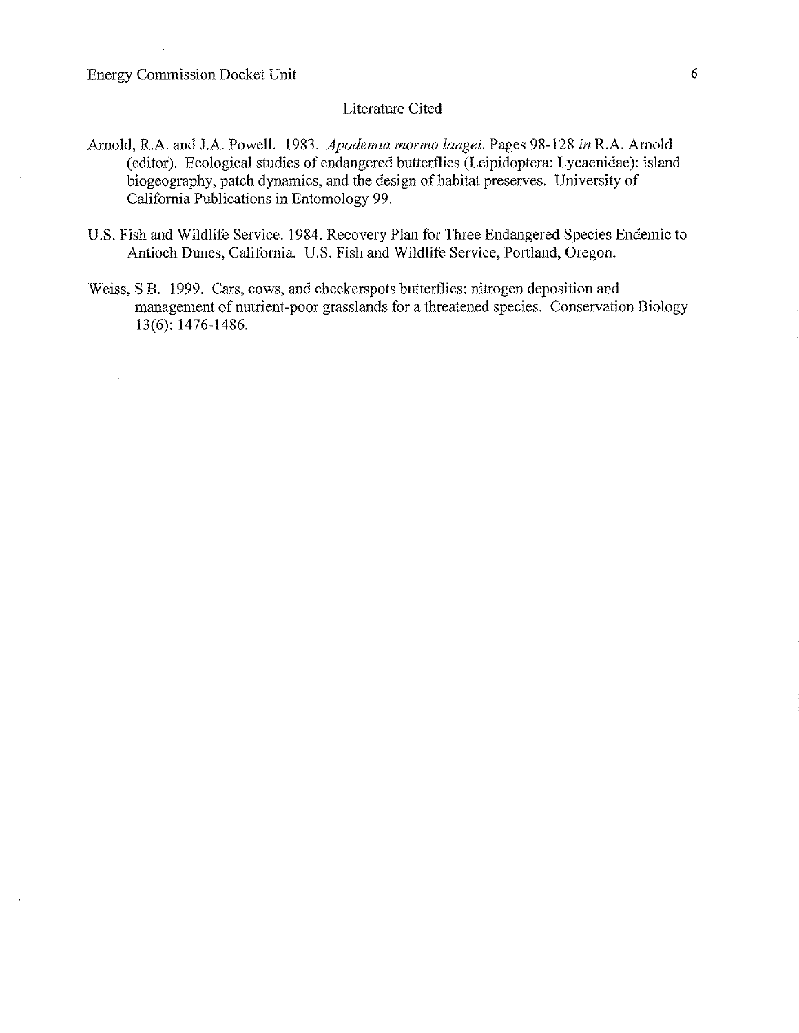## Literature Cited

Arnold, R.A. and J.A. Powell. 1983. *Apodemia mormo langei*. Pages 98-128 *in* R.A. Arnold (editor). Ecological studies of endangered butterflies (Leipidoptera: Lycaenidae): island biogeography, patch dynamics, and the design of habitat preserves. University of California Publications in Entomology 99.

U.S. Fish and Wildlife Service. 1984. Recovery Plan for Three Endangered Species Endemic to Antioch Dunes, California. U.S. Fish and Wildlife Service, Portland, Oregon.

Weiss, S.B. 1999. Cars, cows, and checkerspots butterflies: nitrogen deposition and management of nutrient-poor grasslands for a threatened species. Conservation Biology 13(6): 1476-1486.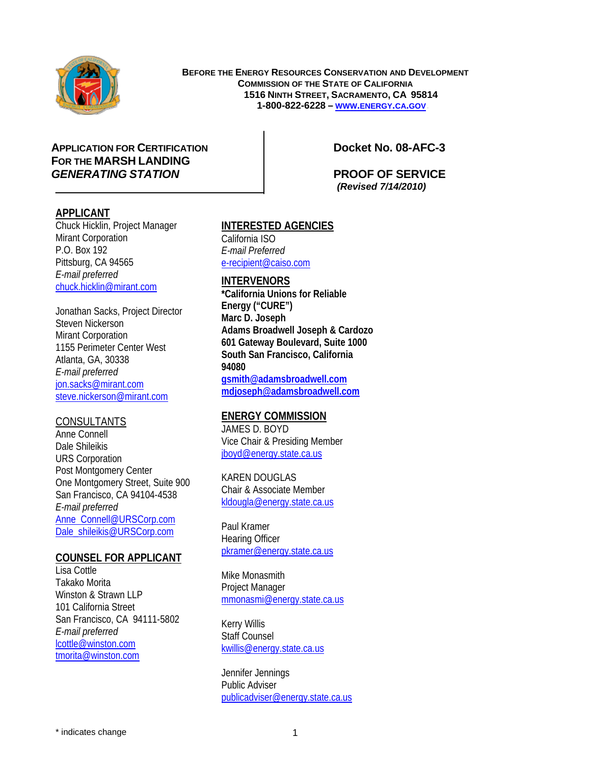**BEFORE THE ENERGY RESOURCES CONSERVATION AND DEVELOPMENT COMMISSION OF THE STATE OF CALIFORNIA**
**1516 NINTH STREET, SACRAMENTO, CA 95814**
**1-800-822-6228 – WWW.ENERGY.CA.GOV**

**APPLICATION FOR CERTIFICATION FOR THE MARSH LANDING *GENERATING STATION***

**Docket No. 08-AFC-3**

**PROOF OF SERVICE**
***(Revised 7/14/2010)***

## APPLICANT

Chuck Hicklin, Project Manager
Mirant Corporation
P.O. Box 192
Pittsburg, CA 94565
*E-mail preferred*
chuck.hicklin@mirant.com

Jonathan Sacks, Project Director
Steven Nickerson
Mirant Corporation
1155 Perimeter Center West
Atlanta, GA, 30338
*E-mail preferred*
jon.sacks@mirant.com
steve.nickerson@mirant.com

## CONSULTANTS

Anne Connell
Dale Shileikis
URS Corporation
Post Montgomery Center
One Montgomery Street, Suite 900
San Francisco, CA 94104-4538
*E-mail preferred*
Anne_Connell@URSCorp.com
Dale_shileikis@URSCorp.com

## COUNSEL FOR APPLICANT

Lisa Cottle
Takako Morita
Winston & Strawn LLP
101 California Street
San Francisco, CA 94111-5802
*E-mail preferred*
lcottle@winston.com
tmorita@winston.com

## INTERESTED AGENCIES

California ISO
*E-mail Preferred*
e-recipient@caiso.com

## INTERVENORS

**\*California Unions for Reliable Energy ("CURE")**
**Marc D. Joseph**
**Adams Broadwell Joseph & Cardozo**
**601 Gateway Boulevard, Suite 1000**
**South San Francisco, California 94080**
**gsmith@adamsbroadwell.com**
**mdjoseph@adamsbroadwell.com**

## ENERGY COMMISSION

JAMES D. BOYD
Vice Chair & Presiding Member
jboyd@energy.state.ca.us

KAREN DOUGLAS
Chair & Associate Member
kldougla@energy.state.ca.us

Paul Kramer
Hearing Officer
pkramer@energy.state.ca.us

Mike Monasmith
Project Manager
mmonasmi@energy.state.ca.us

Kerry Willis
Staff Counsel
kwillis@energy.state.ca.us

Jennifer Jennings
Public Adviser
publicadviser@energy.state.ca.us

\* indicates change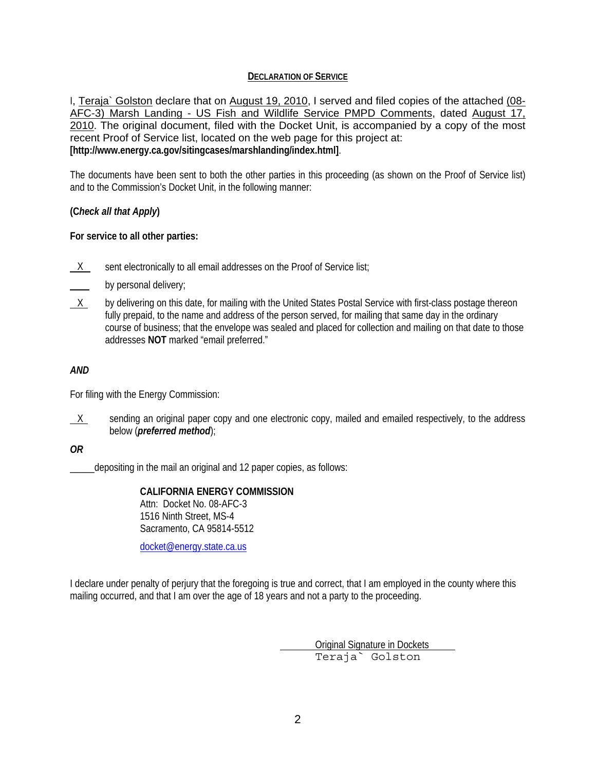## DECLARATION OF SERVICE

I, Teraja` Golston declare that on August 19, 2010, I served and filed copies of the attached (08-AFC-3) Marsh Landing - US Fish and Wildlife Service PMPD Comments, dated August 17, 2010. The original document, filed with the Docket Unit, is accompanied by a copy of the most recent Proof of Service list, located on the web page for this project at: **[http://www.energy.ca.gov/sitingcases/marshlanding/index.html]**.

The documents have been sent to both the other parties in this proceeding (as shown on the Proof of Service list) and to the Commission's Docket Unit, in the following manner:

**(C*heck all that Apply*)**

**For service to all other parties:**

X sent electronically to all email addresses on the Proof of Service list;

____ by personal delivery;

X by delivering on this date, for mailing with the United States Postal Service with first-class postage thereon fully prepaid, to the name and address of the person served, for mailing that same day in the ordinary course of business; that the envelope was sealed and placed for collection and mailing on that date to those addresses **NOT** marked "email preferred."

***AND***

For filing with the Energy Commission:

X sending an original paper copy and one electronic copy, mailed and emailed respectively, to the address below (***preferred method***);

***OR***

_____depositing in the mail an original and 12 paper copies, as follows:

**CALIFORNIA ENERGY COMMISSION**
Attn: Docket No. 08-AFC-3
1516 Ninth Street, MS-4
Sacramento, CA 95814-5512

docket@energy.state.ca.us

I declare under penalty of perjury that the foregoing is true and correct, that I am employed in the county where this mailing occurred, and that I am over the age of 18 years and not a party to the proceeding.

Original Signature in Dockets
Teraja` Golston